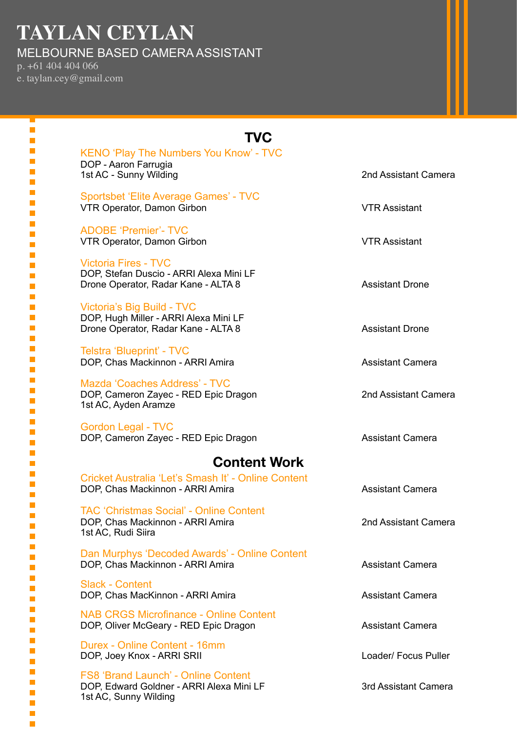# TAYLAN CEYLAN

MELBOURNE BASED CAMERA ASSISTANT

p. +61 404 404 066
e. taylan.cey@gmail.com

## TVC

**KENO 'Play The Numbers You Know' - TVC**
DOP - Aaron Farrugia
1st AC - Sunny Wilding
2nd Assistant Camera

**Sportsbet 'Elite Average Games' - TVC**
VTR Operator, Damon Girbon
VTR Assistant

**ADOBE 'Premier'- TVC**
VTR Operator, Damon Girbon
VTR Assistant

**Victoria Fires - TVC**
DOP, Stefan Duscio - ARRI Alexa Mini LF
Drone Operator, Radar Kane - ALTA 8
Assistant Drone

**Victoria's Big Build - TVC**
DOP, Hugh Miller - ARRI Alexa Mini LF
Drone Operator, Radar Kane - ALTA 8
Assistant Drone

**Telstra 'Blueprint' - TVC**
DOP, Chas Mackinnon - ARRI Amira
Assistant Camera

**Mazda 'Coaches Address' - TVC**
DOP, Cameron Zayec - RED Epic Dragon
1st AC, Ayden Aramze
2nd Assistant Camera

**Gordon Legal - TVC**
DOP, Cameron Zayec - RED Epic Dragon
Assistant Camera

## Content Work

**Cricket Australia 'Let's Smash It' - Online Content**
DOP, Chas Mackinnon - ARRI Amira
Assistant Camera

**TAC 'Christmas Social' - Online Content**
DOP, Chas Mackinnon - ARRI Amira
1st AC, Rudi Siira
2nd Assistant Camera

**Dan Murphys 'Decoded Awards' - Online Content**
DOP, Chas Mackinnon - ARRI Amira
Assistant Camera

**Slack - Content**
DOP, Chas MacKinnon - ARRI Amira
Assistant Camera

**NAB CRGS Microfinance - Online Content**
DOP, Oliver McGeary - RED Epic Dragon
Assistant Camera

**Durex - Online Content - 16mm**
DOP, Joey Knox - ARRI SRII
Loader/ Focus Puller

**FS8 'Brand Launch' - Online Content**
DOP, Edward Goldner - ARRI Alexa Mini LF
1st AC, Sunny Wilding
3rd Assistant Camera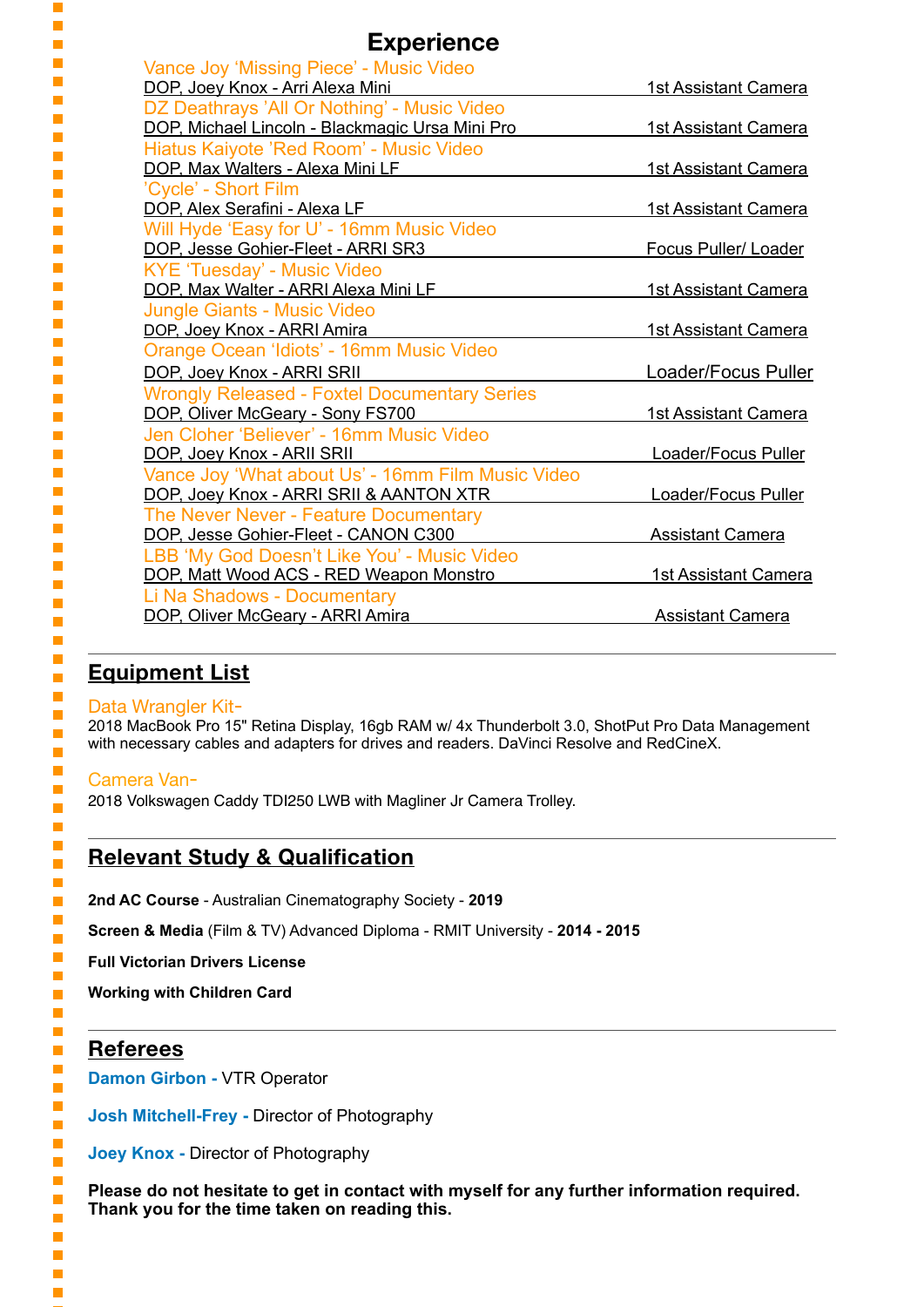# Experience

Vance Joy 'Missing Piece' - Music Video
DOP, Joey Knox - Arri Alexa Mini — 1st Assistant Camera

DZ Deathrays 'All Or Nothing' - Music Video
DOP, Michael Lincoln - Blackmagic Ursa Mini Pro — 1st Assistant Camera

Hiatus Kaiyote 'Red Room' - Music Video
DOP, Max Walters - Alexa Mini LF — 1st Assistant Camera

'Cycle' - Short Film
DOP, Alex Serafini - Alexa LF — 1st Assistant Camera

Will Hyde 'Easy for U' - 16mm Music Video
DOP, Jesse Gohier-Fleet - ARRI SR3 — Focus Puller/ Loader

KYE 'Tuesday' - Music Video
DOP, Max Walter - ARRI Alexa Mini LF — 1st Assistant Camera

Jungle Giants - Music Video
DOP, Joey Knox - ARRI Amira — 1st Assistant Camera

Orange Ocean 'Idiots' - 16mm Music Video
DOP, Joey Knox - ARRI SRII — Loader/Focus Puller

Wrongly Released - Foxtel Documentary Series
DOP, Oliver McGeary - Sony FS700 — 1st Assistant Camera

Jen Cloher 'Believer' - 16mm Music Video
DOP, Joey Knox - ARII SRII — Loader/Focus Puller

Vance Joy 'What about Us' - 16mm Film Music Video
DOP, Joey Knox - ARRI SRII & AANTON XTR — Loader/Focus Puller

The Never Never - Feature Documentary
DOP, Jesse Gohier-Fleet - CANON C300 — Assistant Camera

LBB 'My God Doesn't Like You' - Music Video
DOP, Matt Wood ACS - RED Weapon Monstro — 1st Assistant Camera

Li Na Shadows - Documentary
DOP, Oliver McGeary - ARRI Amira — Assistant Camera

## Equipment List

Data Wrangler Kit-
2018 MacBook Pro 15" Retina Display, 16gb RAM w/ 4x Thunderbolt 3.0, ShotPut Pro Data Management with necessary cables and adapters for drives and readers. DaVinci Resolve and RedCineX.

Camera Van-
2018 Volkswagen Caddy TDI250 LWB with Magliner Jr Camera Trolley.

## Relevant Study & Qualification

**2nd AC Course** - Australian Cinematography Society - **2019**

**Screen & Media** (Film & TV) Advanced Diploma - RMIT University - **2014 - 2015**

**Full Victorian Drivers License**

**Working with Children Card**

## Referees

**Damon Girbon -** VTR Operator

**Josh Mitchell-Frey -** Director of Photography

**Joey Knox -** Director of Photography

**Please do not hesitate to get in contact with myself for any further information required. Thank you for the time taken on reading this.**